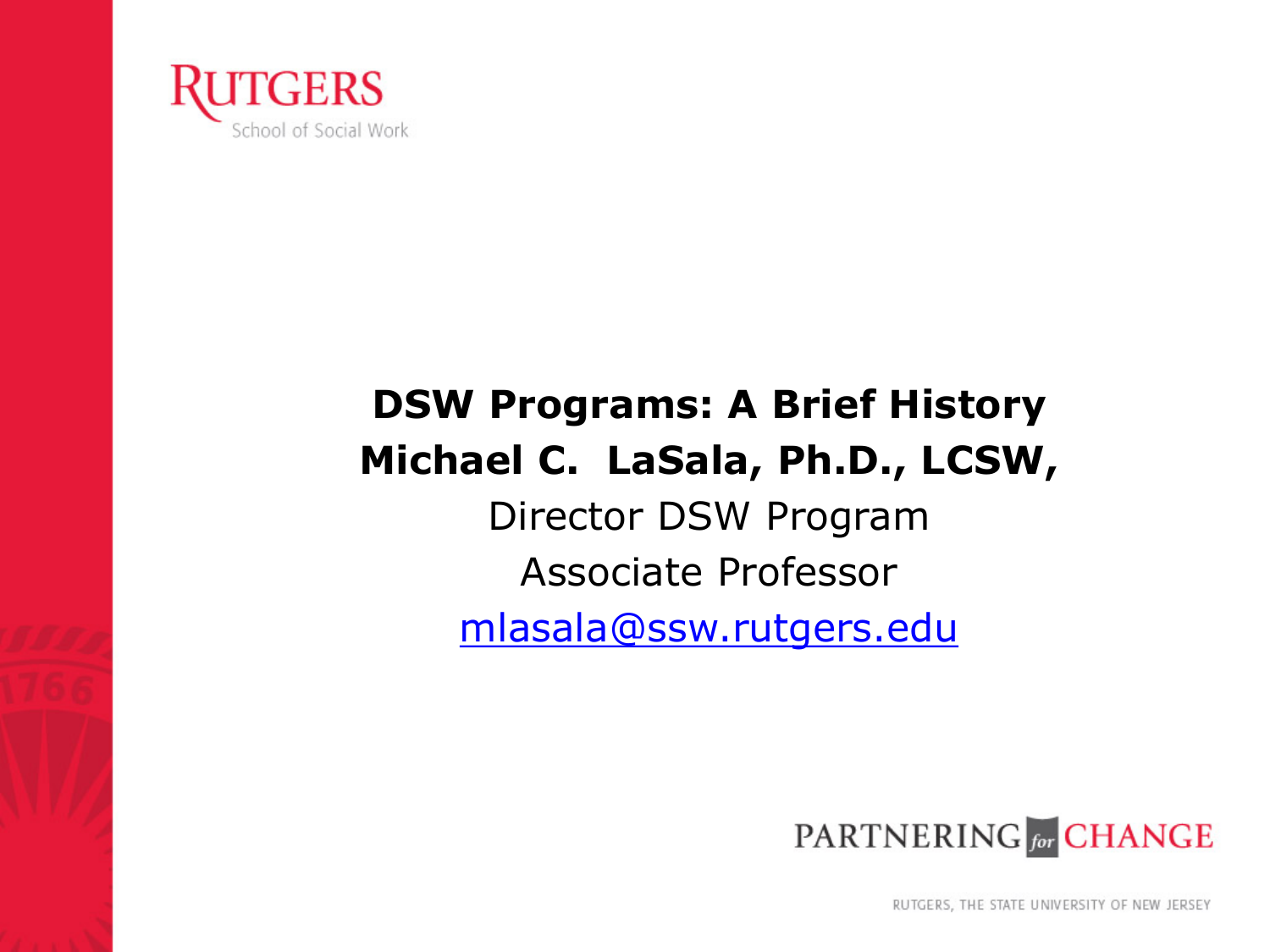Rutgers School of Social Work

# DSW Programs: A Brief History

**Michael C. LaSala, Ph.D., LCSW,**

Director DSW Program

Associate Professor

mlasala@ssw.rutgers.edu

PARTNERING for CHANGE

RUTGERS, THE STATE UNIVERSITY OF NEW JERSEY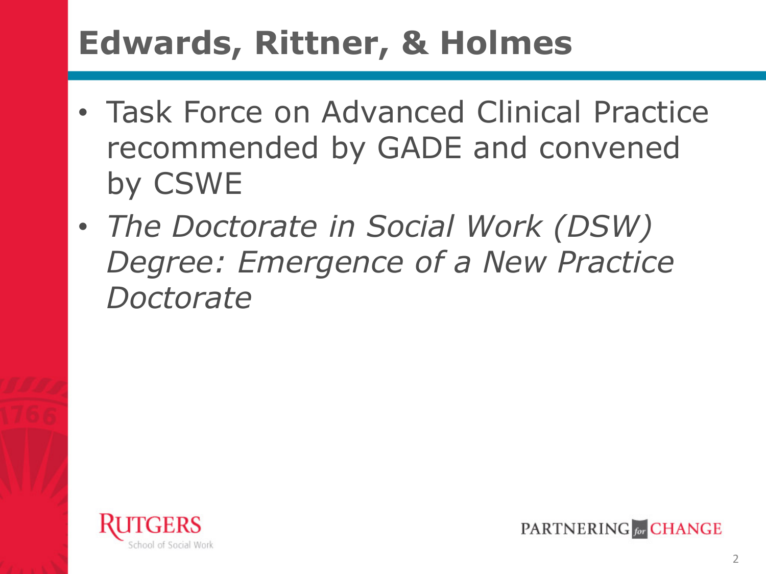# Edwards, Rittner, & Holmes

- Task Force on Advanced Clinical Practice recommended by GADE and convened by CSWE
- *The Doctorate in Social Work (DSW) Degree: Emergence of a New Practice Doctorate*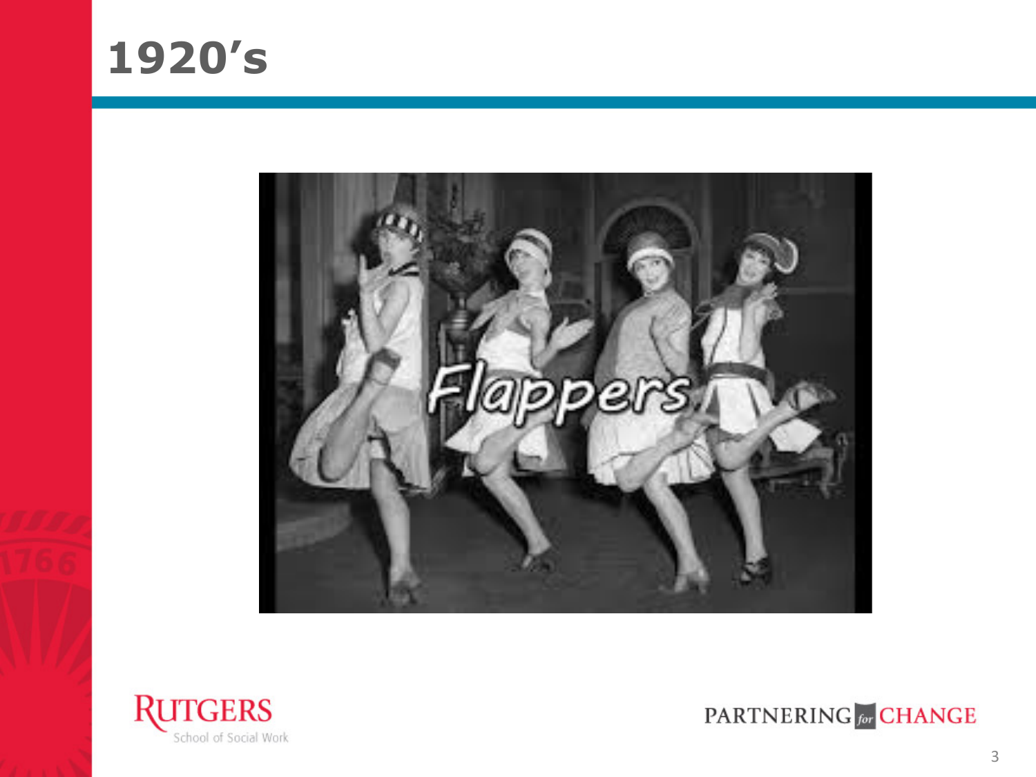# 1920's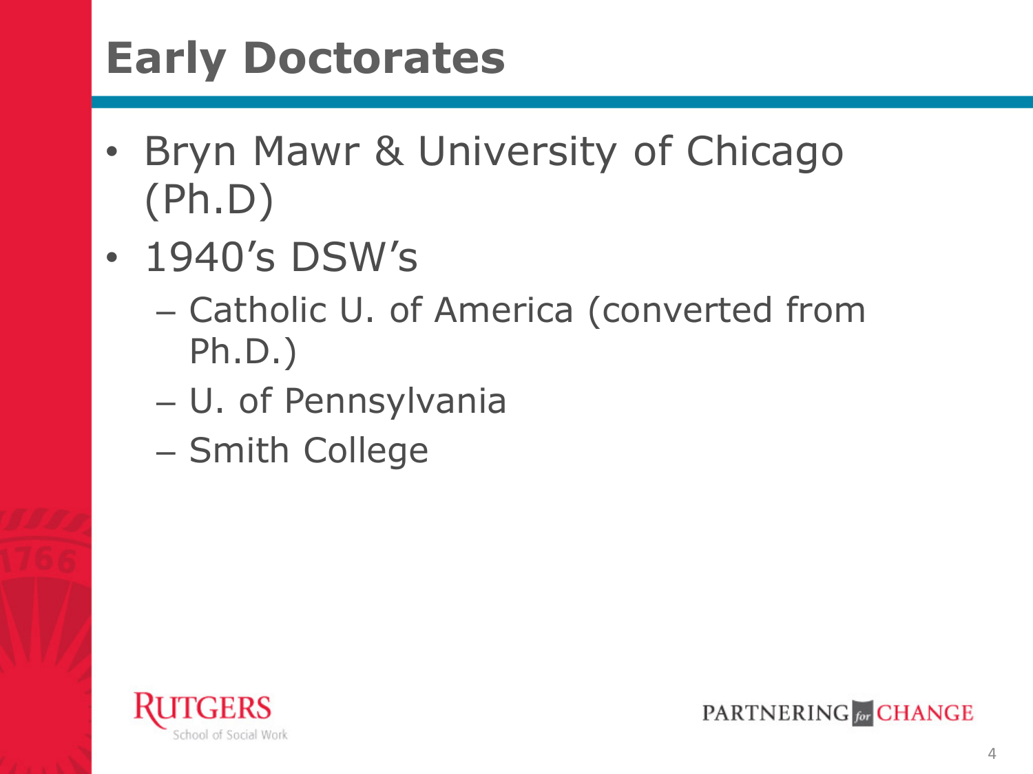# Early Doctorates

- Bryn Mawr & University of Chicago (Ph.D)
- 1940's DSW's
  - Catholic U. of America (converted from Ph.D.)
  - U. of Pennsylvania
  - Smith College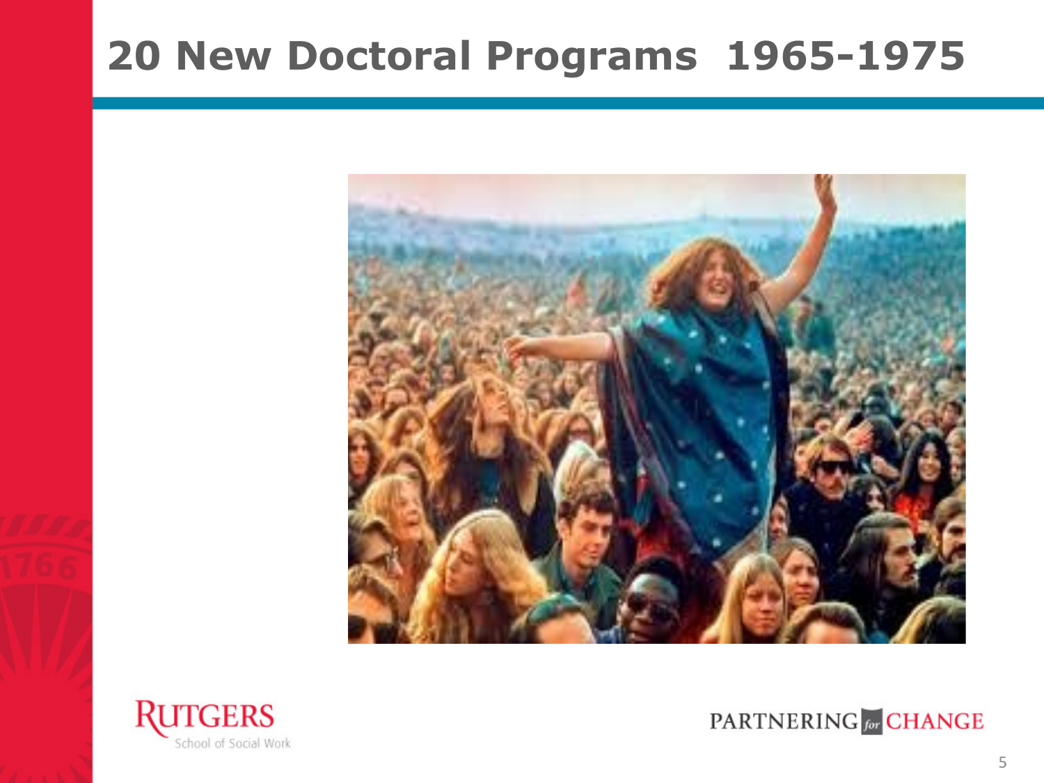# 20 New Doctoral Programs 1965-1975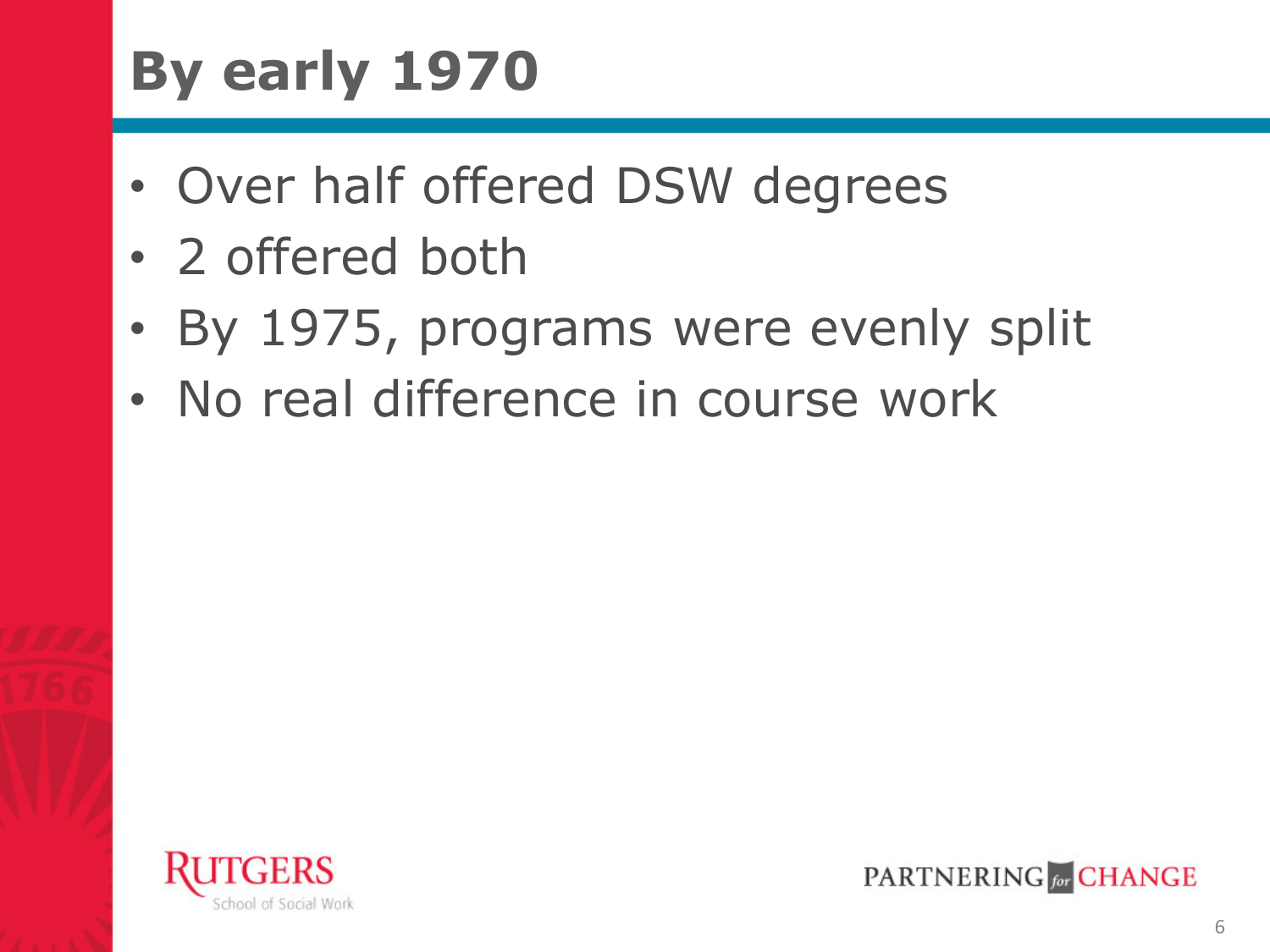# By early 1970

- Over half offered DSW degrees
- 2 offered both
- By 1975, programs were evenly split
- No real difference in course work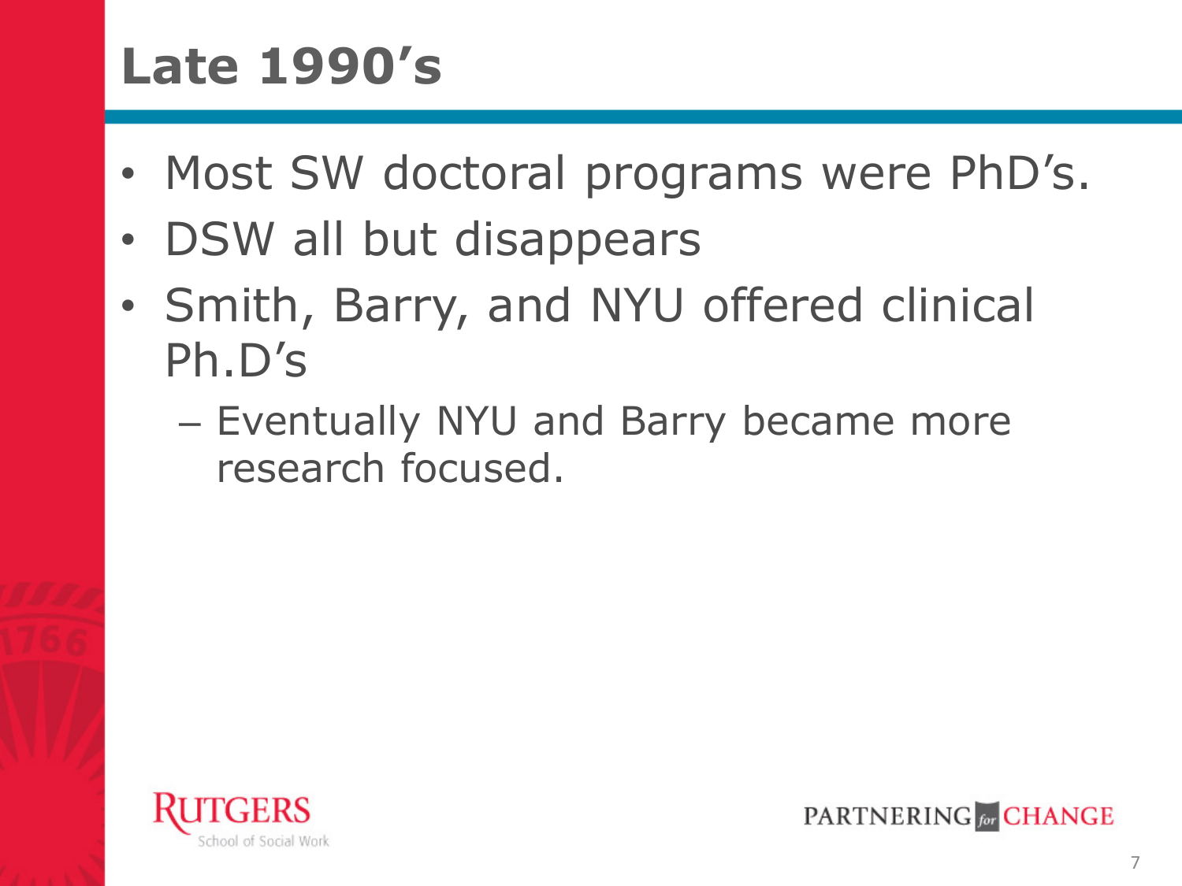# Late 1990's

- Most SW doctoral programs were PhD's.
- DSW all but disappears
- Smith, Barry, and NYU offered clinical Ph.D's
  - Eventually NYU and Barry became more research focused.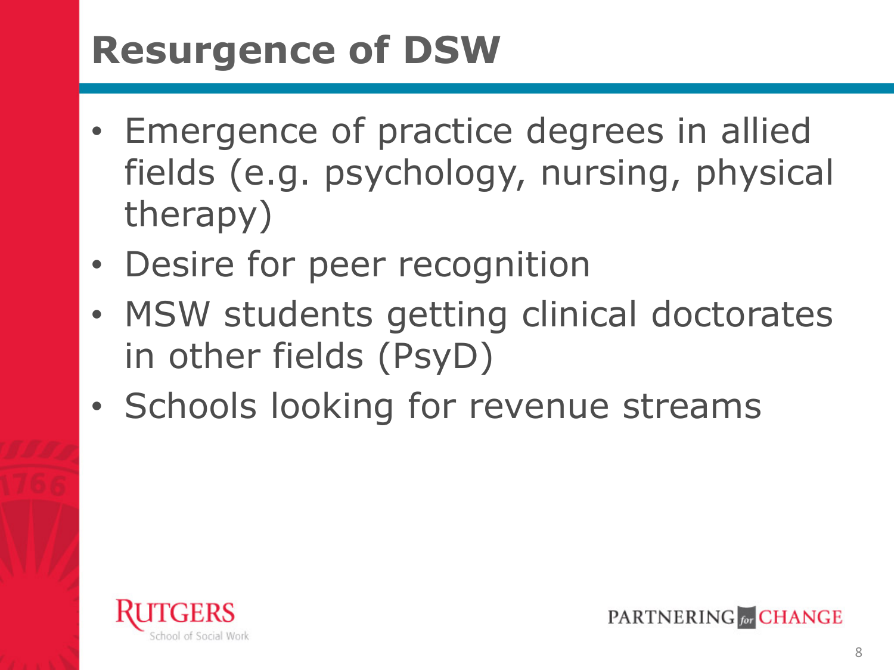# Resurgence of DSW

- Emergence of practice degrees in allied fields (e.g. psychology, nursing, physical therapy)
- Desire for peer recognition
- MSW students getting clinical doctorates in other fields (PsyD)
- Schools looking for revenue streams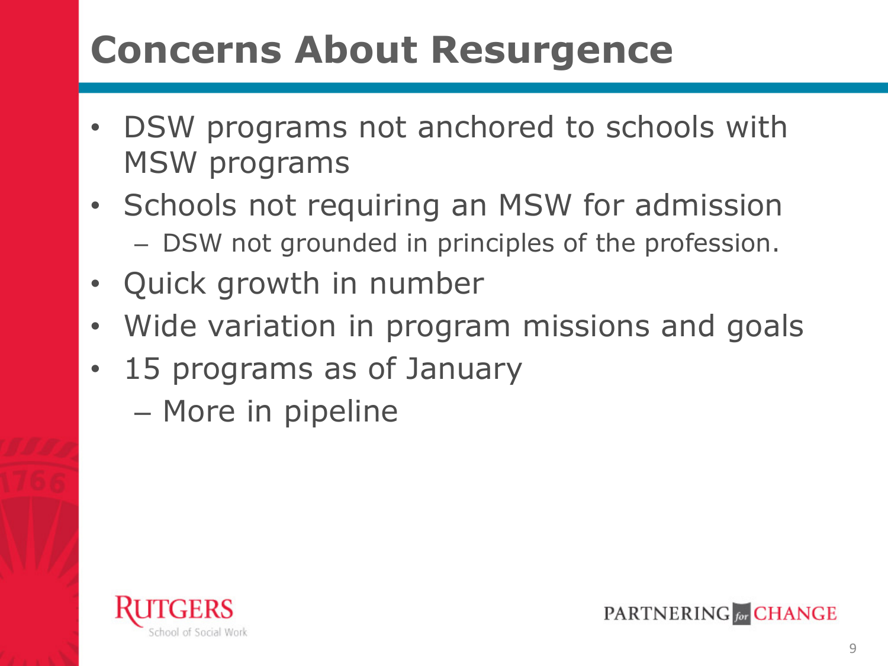# Concerns About Resurgence

- DSW programs not anchored to schools with MSW programs
- Schools not requiring an MSW for admission
  - DSW not grounded in principles of the profession.
- Quick growth in number
- Wide variation in program missions and goals
- 15 programs as of January
  - More in pipeline

RUTGERS School of Social Work

PARTNERING for CHANGE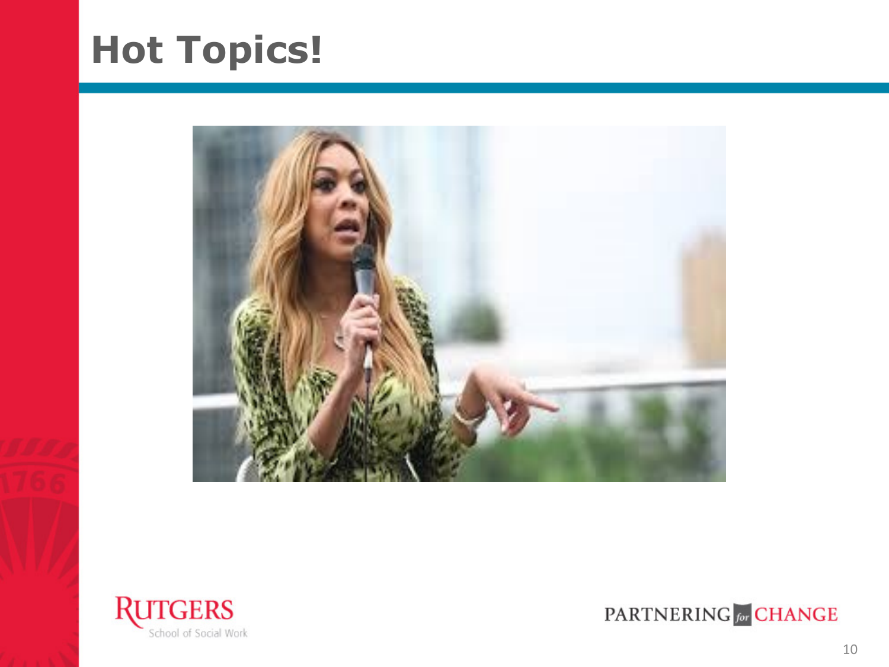# Hot Topics!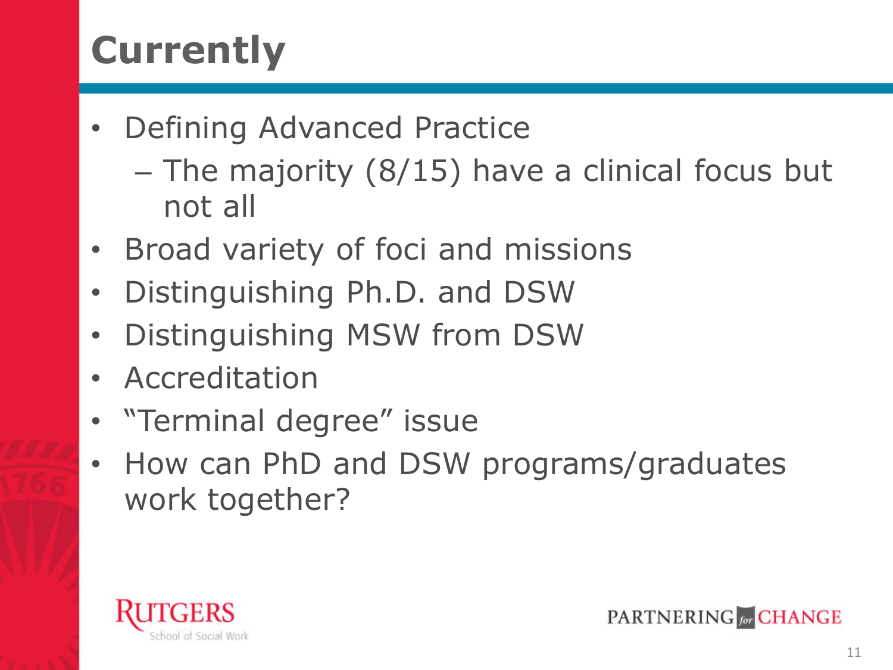# Currently

- Defining Advanced Practice
  - The majority (8/15) have a clinical focus but not all
- Broad variety of foci and missions
- Distinguishing Ph.D. and DSW
- Distinguishing MSW from DSW
- Accreditation
- "Terminal degree" issue
- How can PhD and DSW programs/graduates work together?

RUTGERS School of Social Work

PARTNERING for CHANGE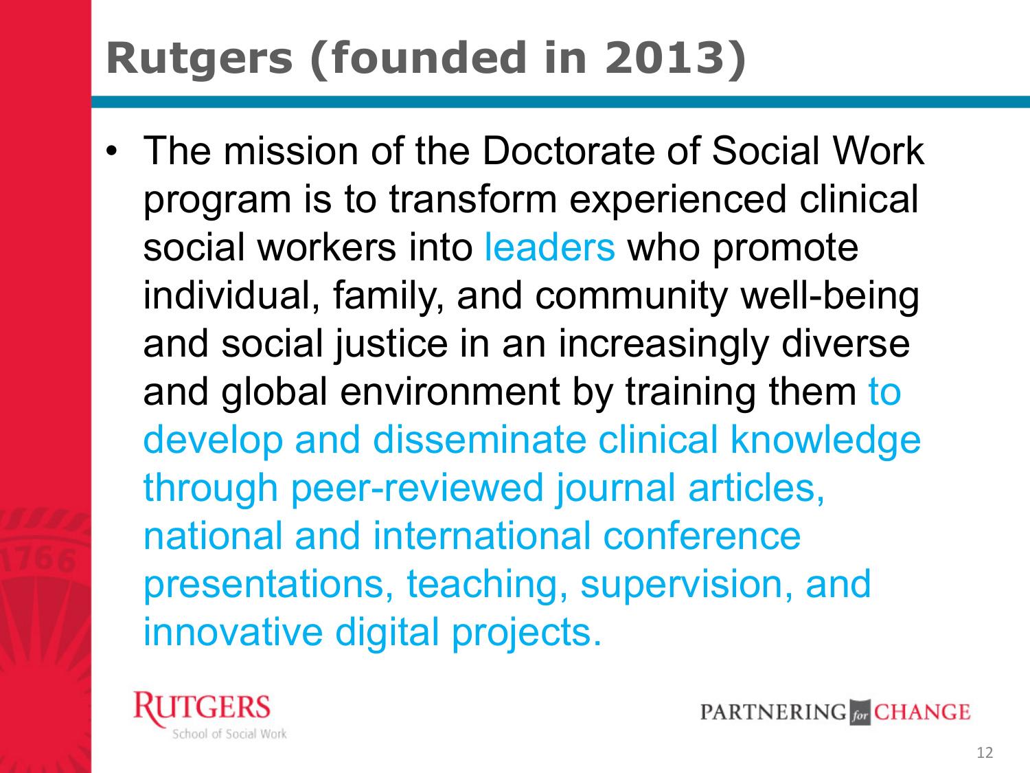# Rutgers (founded in 2013)

- The mission of the Doctorate of Social Work program is to transform experienced clinical social workers into leaders who promote individual, family, and community well-being and social justice in an increasingly diverse and global environment by training them to develop and disseminate clinical knowledge through peer-reviewed journal articles, national and international conference presentations, teaching, supervision, and innovative digital projects.

RUTGERS School of Social Work

PARTNERING for CHANGE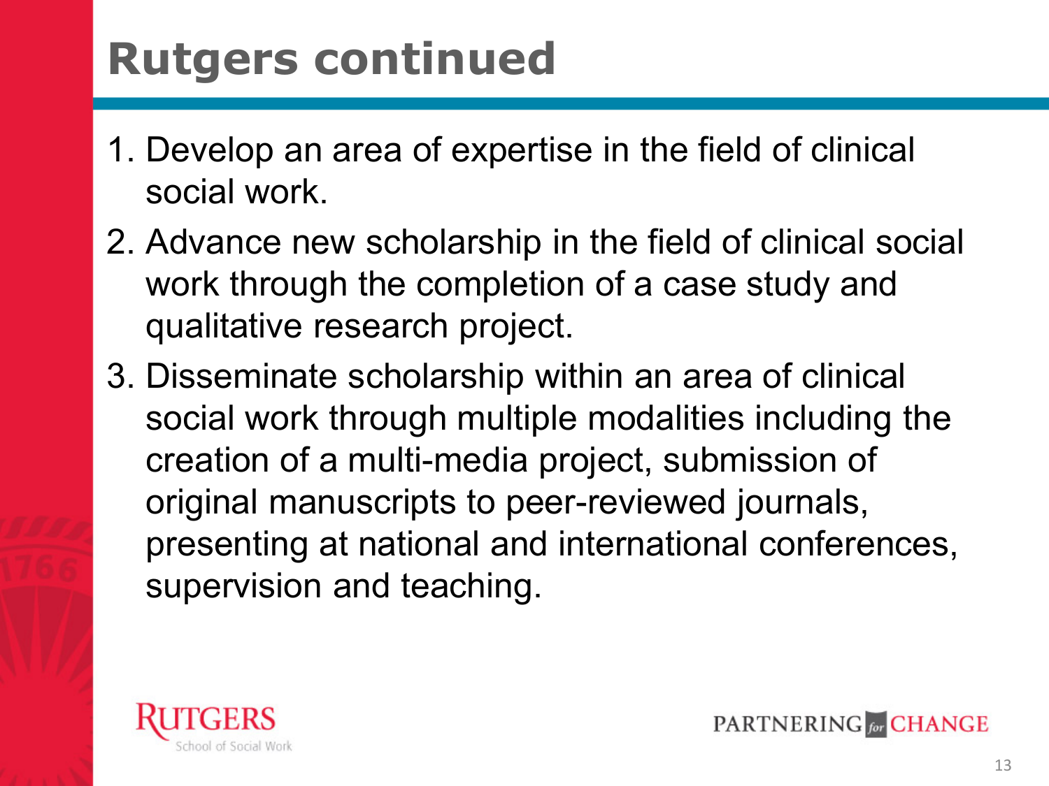# Rutgers continued

1. Develop an area of expertise in the field of clinical social work.
2. Advance new scholarship in the field of clinical social work through the completion of a case study and qualitative research project.
3. Disseminate scholarship within an area of clinical social work through multiple modalities including the creation of a multi-media project, submission of original manuscripts to peer-reviewed journals, presenting at national and international conferences, supervision and teaching.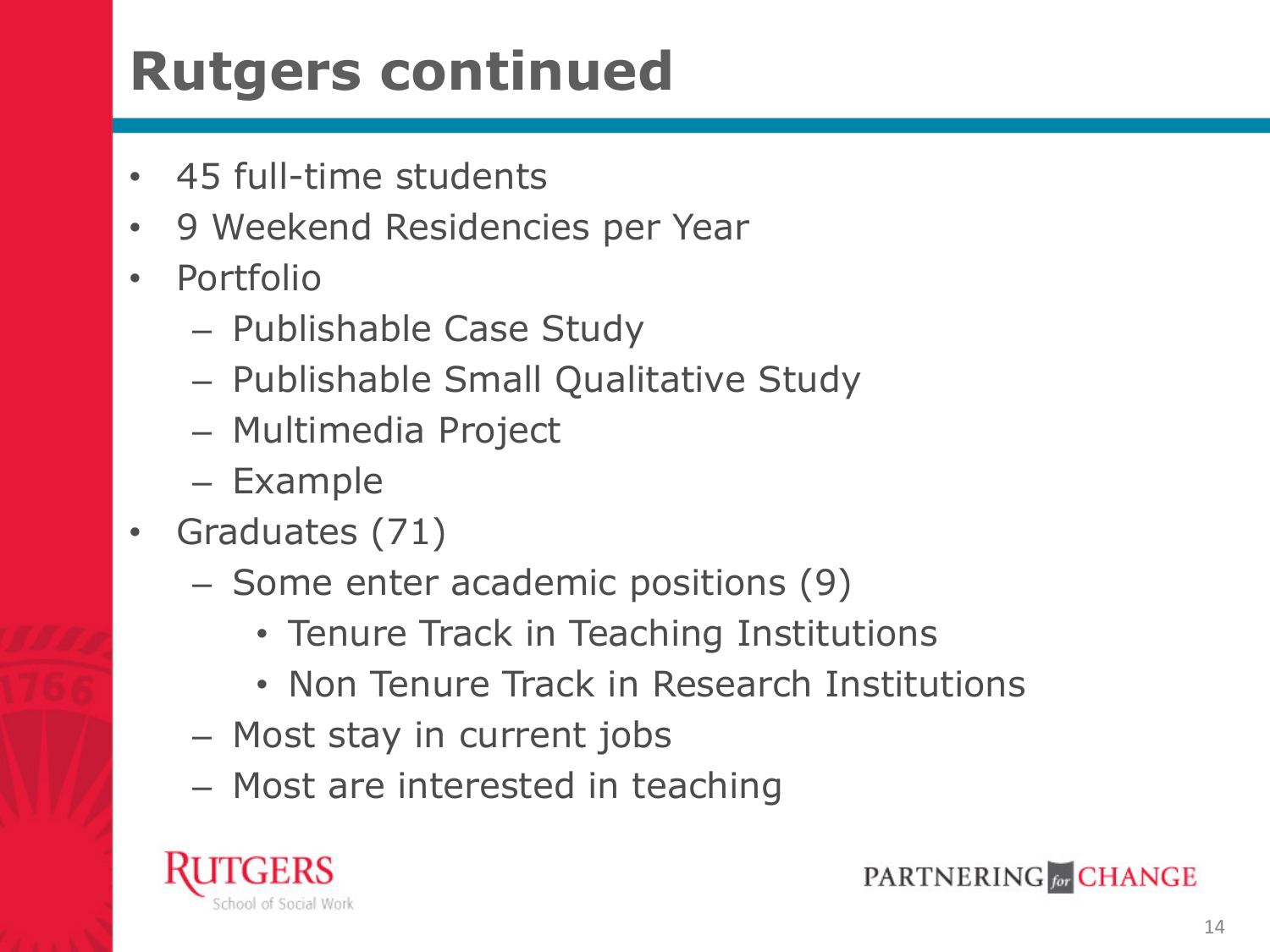# Rutgers continued

- 45 full-time students
- 9 Weekend Residencies per Year
- Portfolio
  - Publishable Case Study
  - Publishable Small Qualitative Study
  - Multimedia Project
  - Example
- Graduates (71)
  - Some enter academic positions (9)
    - Tenure Track in Teaching Institutions
    - Non Tenure Track in Research Institutions
  - Most stay in current jobs
  - Most are interested in teaching

RUTGERS School of Social Work

PARTNERING for CHANGE